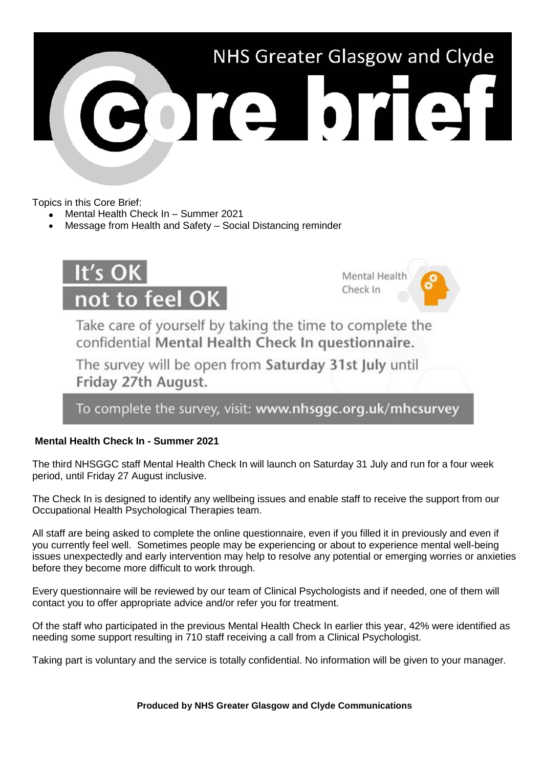# NHS Greater Glasgow and Clyde Core brief

Topics in this Core Brief:

- Mental Health Check In – Summer 2021
- Message from Health and Safety – Social Distancing reminder

**It's OK not to feel OK**

Mental Health Check In

Take care of yourself by taking the time to complete the confidential **Mental Health Check In questionnaire.**

The survey will be open from **Saturday 31st July** until **Friday 27th August.**

To complete the survey, visit: **www.nhsggc.org.uk/mhcsurvey**

## Mental Health Check In - Summer 2021

The third NHSGGC staff Mental Health Check In will launch on Saturday 31 July and run for a four week period, until Friday 27 August inclusive.

The Check In is designed to identify any wellbeing issues and enable staff to receive the support from our Occupational Health Psychological Therapies team.

All staff are being asked to complete the online questionnaire, even if you filled it in previously and even if you currently feel well. Sometimes people may be experiencing or about to experience mental well-being issues unexpectedly and early intervention may help to resolve any potential or emerging worries or anxieties before they become more difficult to work through.

Every questionnaire will be reviewed by our team of Clinical Psychologists and if needed, one of them will contact you to offer appropriate advice and/or refer you for treatment.

Of the staff who participated in the previous Mental Health Check In earlier this year, 42% were identified as needing some support resulting in 710 staff receiving a call from a Clinical Psychologist.

Taking part is voluntary and the service is totally confidential. No information will be given to your manager.

**Produced by NHS Greater Glasgow and Clyde Communications**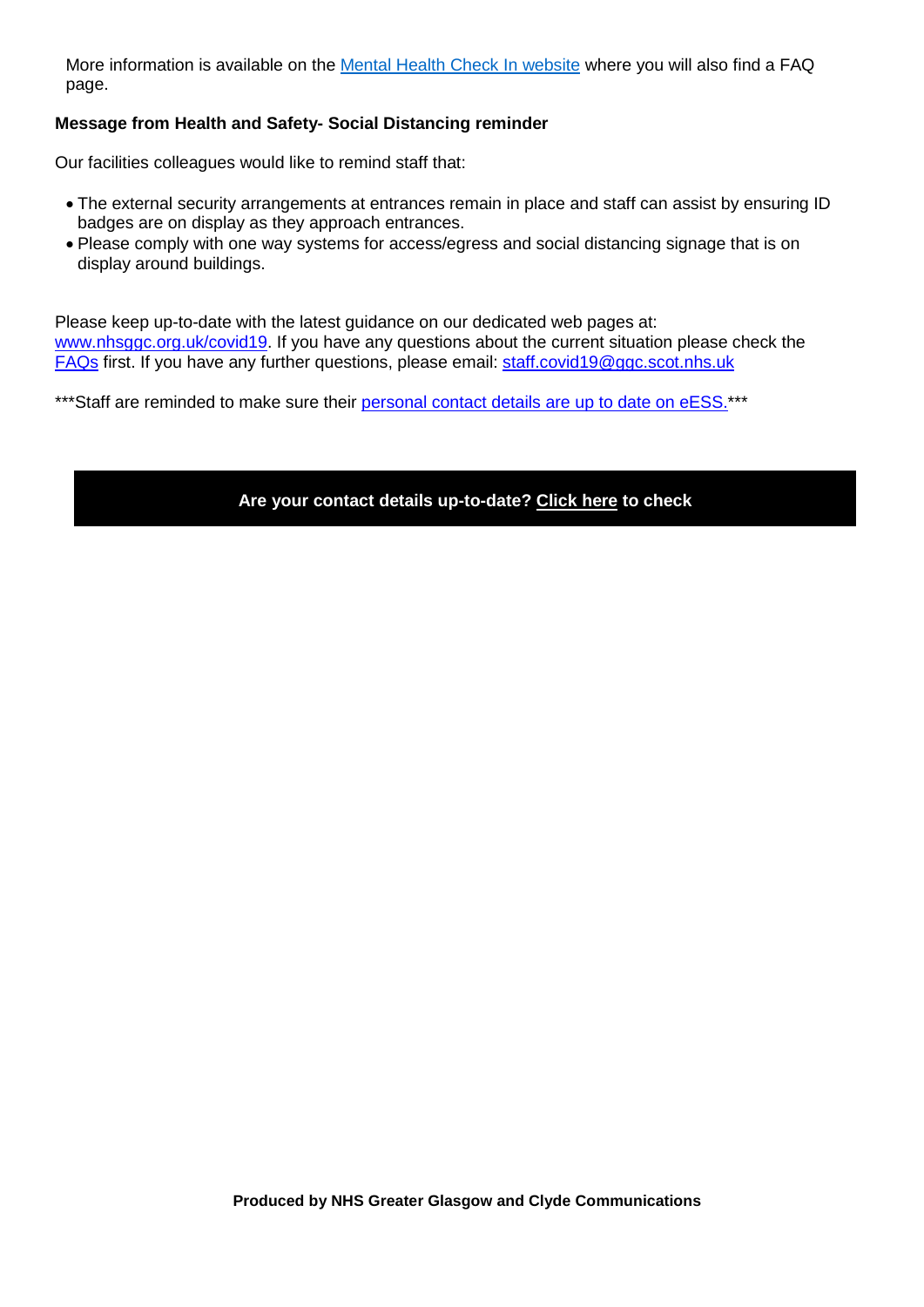More information is available on the Mental Health Check In website where you will also find a FAQ page.

**Message from Health and Safety- Social Distancing reminder**

Our facilities colleagues would like to remind staff that:

- The external security arrangements at entrances remain in place and staff can assist by ensuring ID badges are on display as they approach entrances.
- Please comply with one way systems for access/egress and social distancing signage that is on display around buildings.

Please keep up-to-date with the latest guidance on our dedicated web pages at: www.nhsggc.org.uk/covid19. If you have any questions about the current situation please check the FAQs first. If you have any further questions, please email: staff.covid19@ggc.scot.nhs.uk

***Staff are reminded to make sure their personal contact details are up to date on eESS.***

**Are your contact details up-to-date? Click here to check**

**Produced by NHS Greater Glasgow and Clyde Communications**